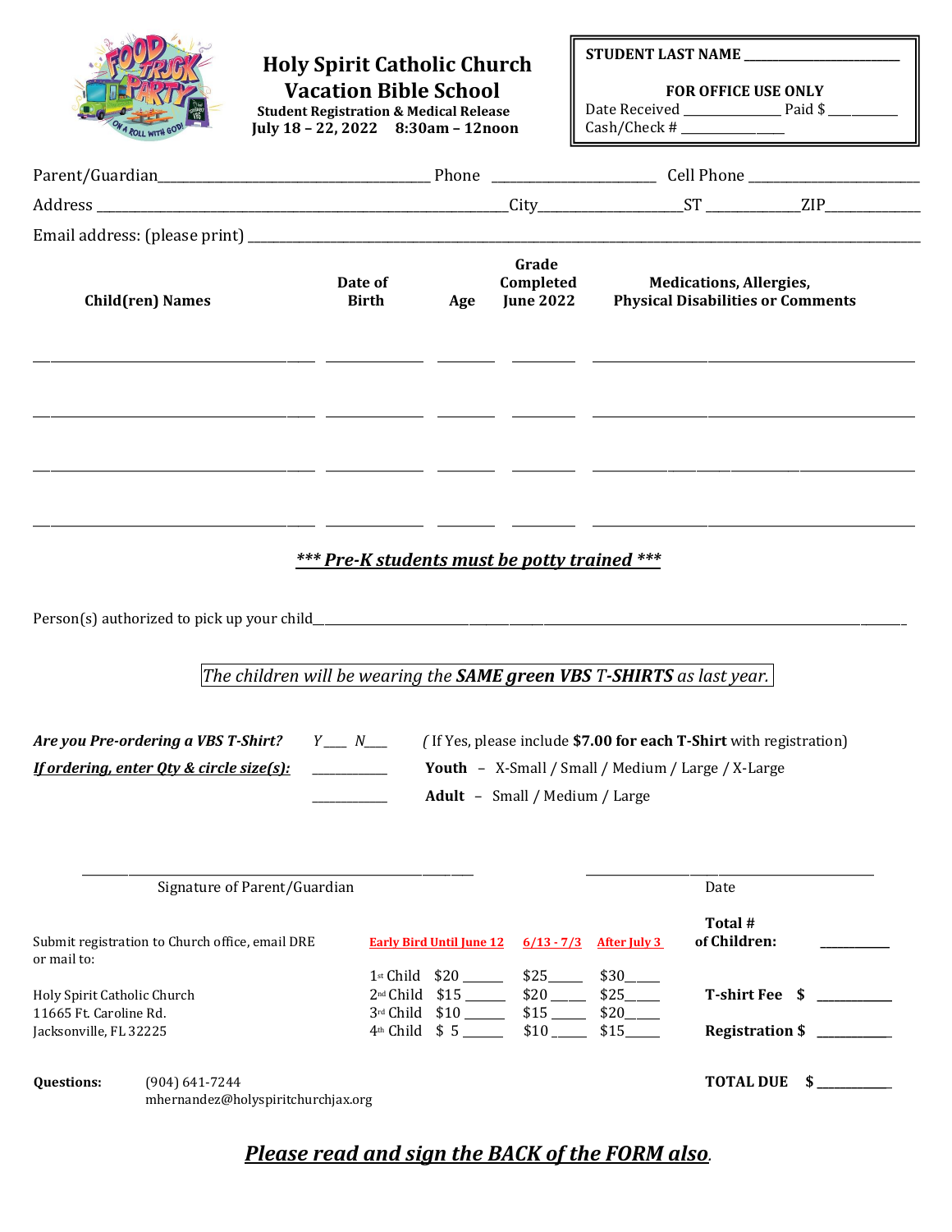# Holy Spirit Catholic Church
# Vacation Bible School

**Student Registration & Medical Release**
**July 18 – 22, 2022 8:30am – 12noon**

**STUDENT LAST NAME** ________________________

**FOR OFFICE USE ONLY**
Date Received ______________ Paid $ __________
Cash/Check # _______________

Parent/Guardian_________________________________________ Phone _______________________ Cell Phone ________________________

Address __________________________________________________________City___________________ST ____________ZIP_____________

Email address: (please print) ______________________________________________________________________________________________

| Child(ren) Names | Date of Birth | Age | Grade Completed June 2022 | Medications, Allergies, Physical Disabilities or Comments |
|---|---|---|---|---|
| | | | | |
| | | | | |
| | | | | |
| | | | | |

***\*\*\* Pre-K students must be potty trained \*\*\****

Person(s) authorized to pick up your child______________________________________________________________________________

*The children will be wearing the **SAME green VBS T-SHIRTS** as last year.*

***Are you Pre-ordering a VBS T-Shirt?*** Y____ N____ *(* If Yes, please include **$7.00 for each T-Shirt** with registration)

***If ordering, enter Qty & circle size(s):*** ___________ **Youth** – X-Small / Small / Medium / Large / X-Large

___________ **Adult** – Small / Medium / Large

_______________________________________________ _______________________________________

Signature of Parent/Guardian Date

Submit registration to Church office, email DRE or mail to:

Holy Spirit Catholic Church
11665 Ft. Caroline Rd.
Jacksonville, FL 32225

| | Early Bird Until June 12 | 6/13 - 7/3 | After July 3 |
|---|---|---|---|
| 1st Child | $20 ______ | $25_____ | $30_____ |
| 2nd Child | $15 ______ | $20 _____ | $25_____ |
| 3rd Child | $10 ______ | $15 _____ | $20_____ |
| 4th Child | $ 5 ______ | $10 _____ | $15_____ |

**Total # of Children:** __________

**T-shirt Fee $** ___________

**Registration $** ___________

**TOTAL DUE $** ___________

**Questions:** (904) 641-7244
mhernandez@holyspiritchurchjax.org

***Please read and sign the BACK of the FORM also.***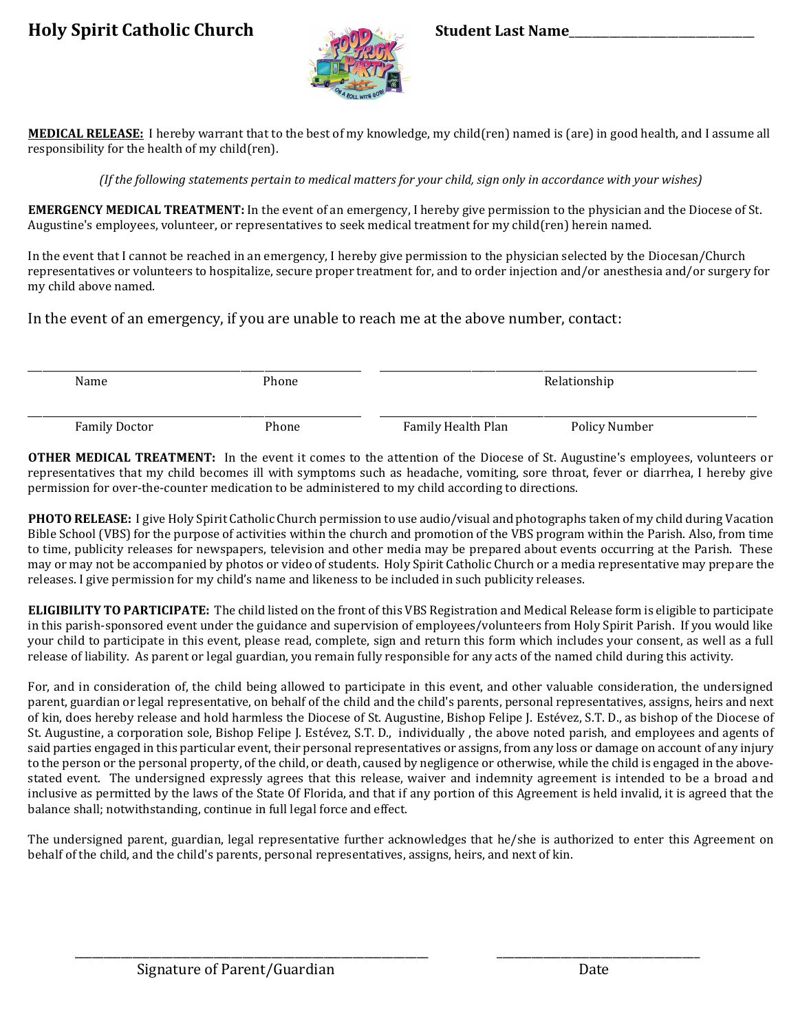**Holy Spirit Catholic Church** **Student Last Name**_______________________________

**MEDICAL RELEASE:** I hereby warrant that to the best of my knowledge, my child(ren) named is (are) in good health, and I assume all responsibility for the health of my child(ren).

*(If the following statements pertain to medical matters for your child, sign only in accordance with your wishes)*

**EMERGENCY MEDICAL TREATMENT:** In the event of an emergency, I hereby give permission to the physician and the Diocese of St. Augustine's employees, volunteer, or representatives to seek medical treatment for my child(ren) herein named.

In the event that I cannot be reached in an emergency, I hereby give permission to the physician selected by the Diocesan/Church representatives or volunteers to hospitalize, secure proper treatment for, and to order injection and/or anesthesia and/or surgery for my child above named.

In the event of an emergency, if you are unable to reach me at the above number, contact:

_______________________________________________ _______________________________________________

Name Phone Relationship

_______________________________________________ _______________________________________________

Family Doctor Phone Family Health Plan Policy Number

**OTHER MEDICAL TREATMENT:** In the event it comes to the attention of the Diocese of St. Augustine's employees, volunteers or representatives that my child becomes ill with symptoms such as headache, vomiting, sore throat, fever or diarrhea, I hereby give permission for over-the-counter medication to be administered to my child according to directions.

**PHOTO RELEASE:** I give Holy Spirit Catholic Church permission to use audio/visual and photographs taken of my child during Vacation Bible School (VBS) for the purpose of activities within the church and promotion of the VBS program within the Parish. Also, from time to time, publicity releases for newspapers, television and other media may be prepared about events occurring at the Parish. These may or may not be accompanied by photos or video of students. Holy Spirit Catholic Church or a media representative may prepare the releases. I give permission for my child's name and likeness to be included in such publicity releases.

**ELIGIBILITY TO PARTICIPATE:** The child listed on the front of this VBS Registration and Medical Release form is eligible to participate in this parish-sponsored event under the guidance and supervision of employees/volunteers from Holy Spirit Parish. If you would like your child to participate in this event, please read, complete, sign and return this form which includes your consent, as well as a full release of liability. As parent or legal guardian, you remain fully responsible for any acts of the named child during this activity.

For, and in consideration of, the child being allowed to participate in this event, and other valuable consideration, the undersigned parent, guardian or legal representative, on behalf of the child and the child's parents, personal representatives, assigns, heirs and next of kin, does hereby release and hold harmless the Diocese of St. Augustine, Bishop Felipe J. Estévez, S.T. D., as bishop of the Diocese of St. Augustine, a corporation sole, Bishop Felipe J. Estévez, S.T. D., individually , the above noted parish, and employees and agents of said parties engaged in this particular event, their personal representatives or assigns, from any loss or damage on account of any injury to the person or the personal property, of the child, or death, caused by negligence or otherwise, while the child is engaged in the above-stated event. The undersigned expressly agrees that this release, waiver and indemnity agreement is intended to be a broad and inclusive as permitted by the laws of the State Of Florida, and that if any portion of this Agreement is held invalid, it is agreed that the balance shall; notwithstanding, continue in full legal force and effect.

The undersigned parent, guardian, legal representative further acknowledges that he/she is authorized to enter this Agreement on behalf of the child, and the child's parents, personal representatives, assigns, heirs, and next of kin.

_______________________________________________ ___________________________

Signature of Parent/Guardian Date